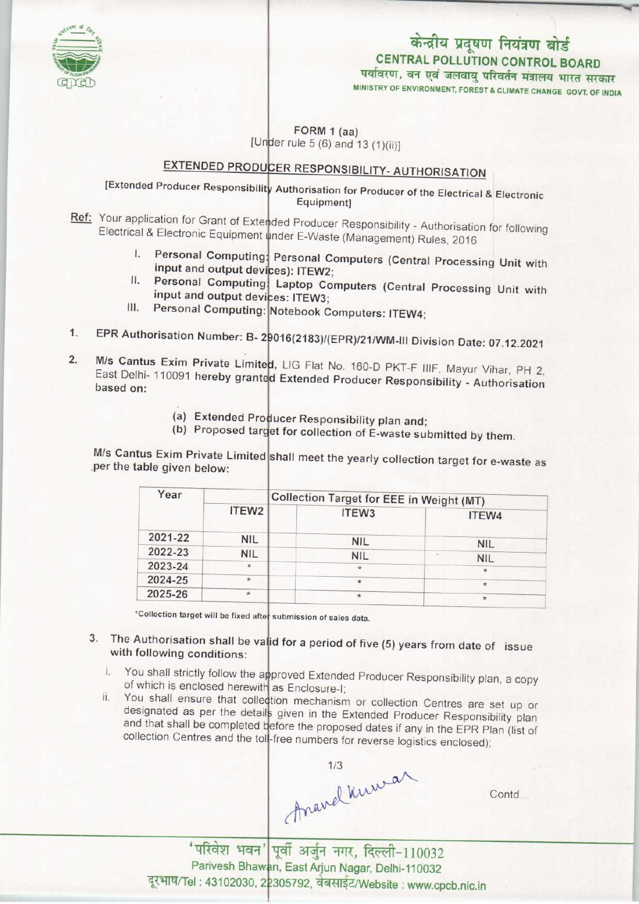# केन्द्रीय प्रदूषण नियंत्रण बोर्ड
## CENTRAL POLLUTION CONTROL BOARD

पर्यावरण, वन एवं जलवायु परिवर्तन मंत्रालय भारत सरकार

MINISTRY OF ENVIRONMENT, FOREST & CLIMATE CHANGE GOVT. OF INDIA

FORM 1 (aa)
[Under rule 5 (6) and 13 (1)(ii)]

## EXTENDED PRODUCER RESPONSIBILITY- AUTHORISATION

[Extended Producer Responsibility Authorisation for Producer of the Electrical & Electronic Equipment]

Ref: Your application for Grant of Extended Producer Responsibility - Authorisation for following Electrical & Electronic Equipment under E-Waste (Management) Rules, 2016

I. Personal Computing: Personal Computers (Central Processing Unit with input and output devices): ITEW2;
II. Personal Computing: Laptop Computers (Central Processing Unit with input and output devices: ITEW3;
III. Personal Computing: Notebook Computers: ITEW4;

1. EPR Authorisation Number: B- 29016(2183)/(EPR)/21/WM-III Division Date: 07.12.2021

2. M/s Cantus Exim Private Limited, LIG Flat No. 160-D PKT-F IIIF, Mayur Vihar, PH 2, East Delhi- 110091 hereby granted Extended Producer Responsibility - Authorisation based on:

   (a) Extended Producer Responsibility plan and;
   (b) Proposed target for collection of E-waste submitted by them.

M/s Cantus Exim Private Limited shall meet the yearly collection target for e-waste as per the table given below:

| Year | Collection Target for EEE in Weight (MT) | | |
|---|---|---|---|
| | ITEW2 | ITEW3 | ITEW4 |
| 2021-22 | NIL | NIL | NIL |
| 2022-23 | NIL | NIL | NIL |
| 2023-24 | * | * | * |
| 2024-25 | * | * | * |
| 2025-26 | * | * | * |

*Collection target will be fixed after submission of sales data.

3. The Authorisation shall be valid for a period of five (5) years from date of issue with following conditions:

   i. You shall strictly follow the approved Extended Producer Responsibility plan, a copy of which is enclosed herewith as Enclosure-I;
   ii. You shall ensure that collection mechanism or collection Centres are set up or designated as per the details given in the Extended Producer Responsibility plan and that shall be completed before the proposed dates if any in the EPR Plan (list of collection Centres and the toll-free numbers for reverse logistics enclosed);

Anand Kumar

Contd...

'परिवेश भवन' पूर्वी अर्जुन नगर, दिल्ली-110032
Parivesh Bhawan, East Arjun Nagar, Delhi-110032
दूरभाष/Tel : 43102030, 22305792, वेबसाईट/Website : www.cpcb.nic.in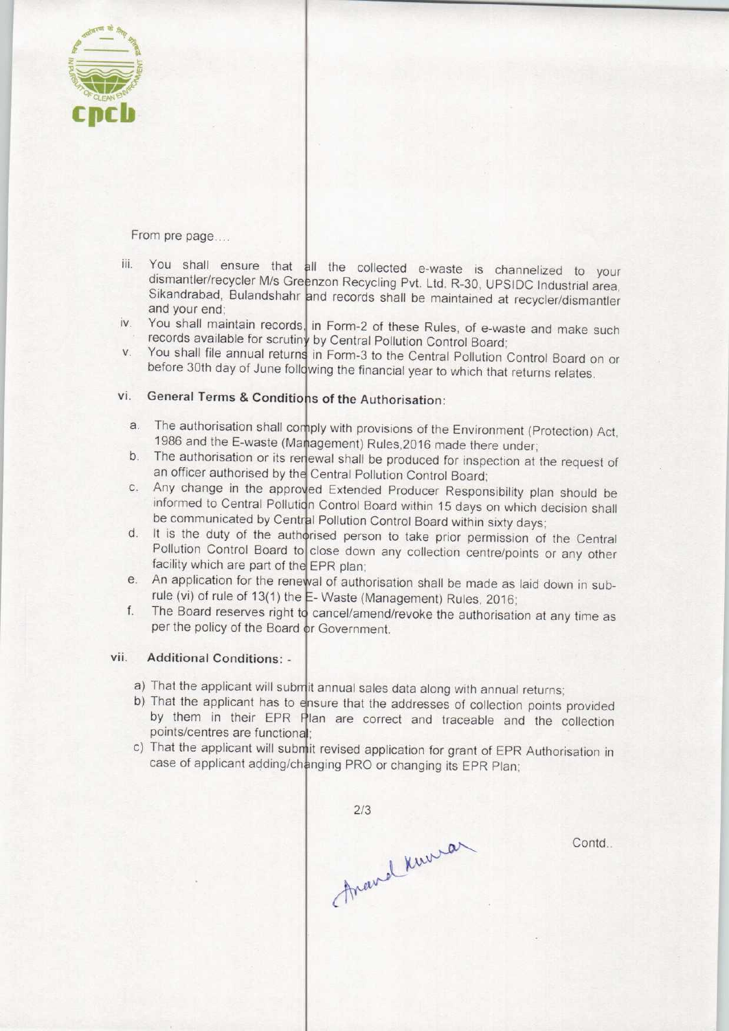From pre page....

iii. You shall ensure that all the collected e-waste is channelized to your dismantler/recycler M/s Greenzon Recycling Pvt. Ltd. R-30, UPSIDC Industrial area, Sikandrabad, Bulandshahr and records shall be maintained at recycler/dismantler and your end;

iv. You shall maintain records, in Form-2 of these Rules, of e-waste and make such records available for scrutiny by Central Pollution Control Board;

v. You shall file annual returns in Form-3 to the Central Pollution Control Board on or before 30th day of June following the financial year to which that returns relates.

vi. **General Terms & Conditions of the Authorisation:**

   a. The authorisation shall comply with provisions of the Environment (Protection) Act, 1986 and the E-waste (Management) Rules,2016 made there under;
   b. The authorisation or its renewal shall be produced for inspection at the request of an officer authorised by the Central Pollution Control Board;
   c. Any change in the approved Extended Producer Responsibility plan should be informed to Central Pollution Control Board within 15 days on which decision shall be communicated by Central Pollution Control Board within sixty days;
   d. It is the duty of the authorised person to take prior permission of the Central Pollution Control Board to close down any collection centre/points or any other facility which are part of the EPR plan;
   e. An application for the renewal of authorisation shall be made as laid down in sub-rule (vi) of rule of 13(1) the E- Waste (Management) Rules, 2016;
   f. The Board reserves right to cancel/amend/revoke the authorisation at any time as per the policy of the Board or Government.

vii. **Additional Conditions: -**

   a) That the applicant will submit annual sales data along with annual returns;
   b) That the applicant has to ensure that the addresses of collection points provided by them in their EPR Plan are correct and traceable and the collection points/centres are functional;
   c) That the applicant will submit revised application for grant of EPR Authorisation in case of applicant adding/changing PRO or changing its EPR Plan;

Anand Kumar

Contd..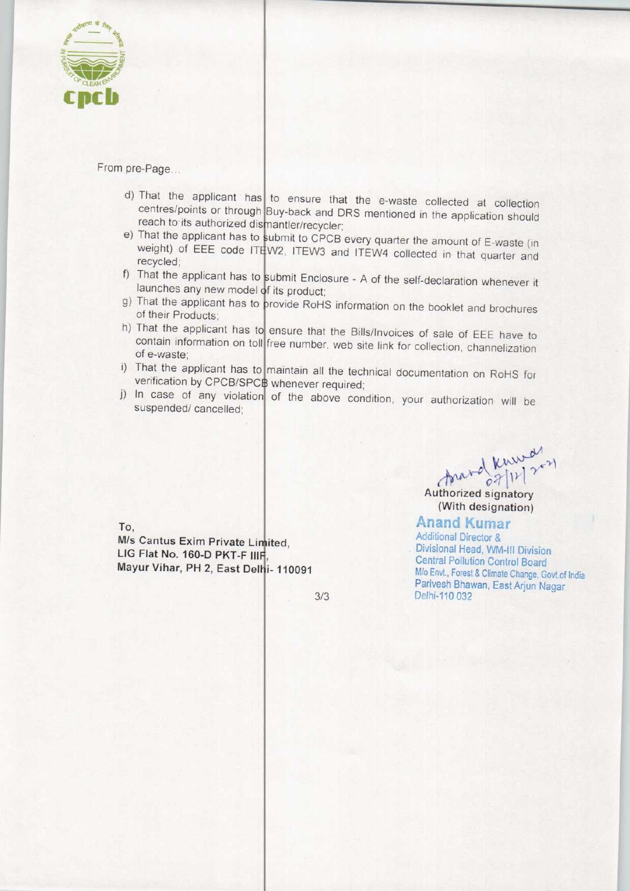From pre-Page...

d) That the applicant has to ensure that the e-waste collected at collection centres/points or through Buy-back and DRS mentioned in the application should reach to its authorized dismantler/recycler;

e) That the applicant has to submit to CPCB every quarter the amount of E-waste (in weight) of EEE code ITEW2, ITEW3 and ITEW4 collected in that quarter and recycled;

f) That the applicant has to submit Enclosure - A of the self-declaration whenever it launches any new model of its product;

g) That the applicant has to provide RoHS information on the booklet and brochures of their Products;

h) That the applicant has to ensure that the Bills/Invoices of sale of EEE have to contain information on toll free number, web site link for collection, channelization of e-waste;

i) That the applicant has to maintain all the technical documentation on RoHS for verification by CPCB/SPCB whenever required;

j) In case of any violation of the above condition, your authorization will be suspended/ cancelled;

Anand Kumar
07/12/2021

Authorized signatory
(With designation)

**Anand Kumar**
Additional Director &
Divisional Head, WM-III Division
Central Pollution Control Board
M/o Envt., Forest & Climate Change, Govt.of India
Parivesh Bhawan, East Arjun Nagar
Delhi-110 032

To,
**M/s Cantus Exim Private Limited,**
**LIG Flat No. 160-D PKT-F IIIF,**
**Mayur Vihar, PH 2, East Delhi- 110091**